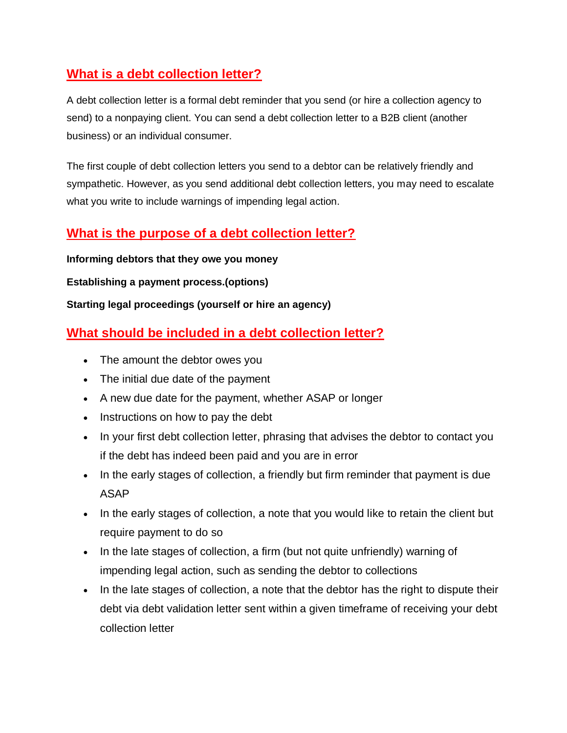## What is a debt collection letter?

A debt collection letter is a formal debt reminder that you send (or hire a collection agency to send) to a nonpaying client. You can send a debt collection letter to a B2B client (another business) or an individual consumer.

The first couple of debt collection letters you send to a debtor can be relatively friendly and sympathetic. However, as you send additional debt collection letters, you may need to escalate what you write to include warnings of impending legal action.

## What is the purpose of a debt collection letter?

**Informing debtors that they owe you money**

**Establishing a payment process.(options)**

**Starting legal proceedings (yourself or hire an agency)**

## What should be included in a debt collection letter?

- The amount the debtor owes you
- The initial due date of the payment
- A new due date for the payment, whether ASAP or longer
- Instructions on how to pay the debt
- In your first debt collection letter, phrasing that advises the debtor to contact you if the debt has indeed been paid and you are in error
- In the early stages of collection, a friendly but firm reminder that payment is due ASAP
- In the early stages of collection, a note that you would like to retain the client but require payment to do so
- In the late stages of collection, a firm (but not quite unfriendly) warning of impending legal action, such as sending the debtor to collections
- In the late stages of collection, a note that the debtor has the right to dispute their debt via debt validation letter sent within a given timeframe of receiving your debt collection letter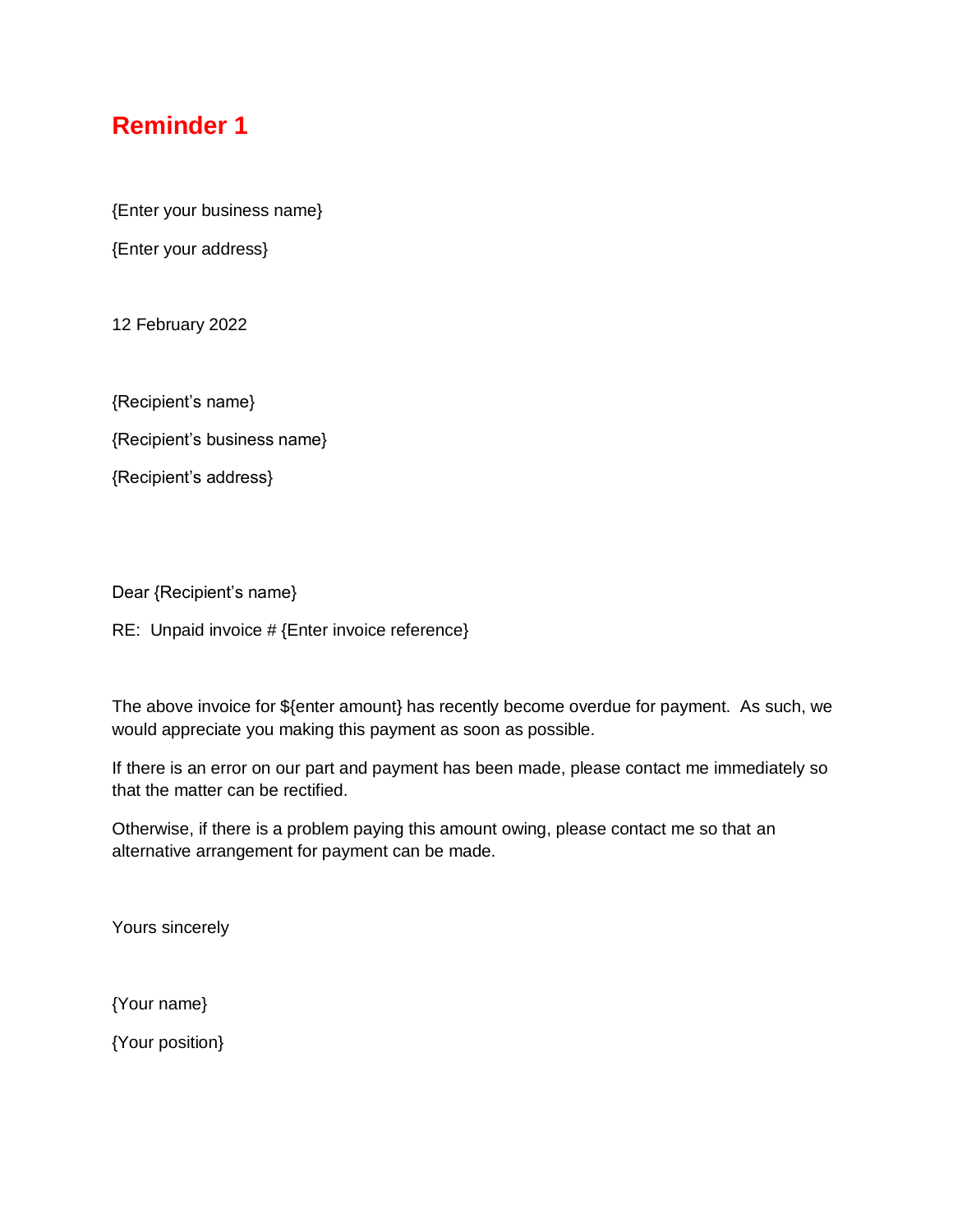# Reminder 1

{Enter your business name}

{Enter your address}

12 February 2022

{Recipient's name}

{Recipient's business name}

{Recipient's address}

Dear {Recipient's name}

RE: Unpaid invoice # {Enter invoice reference}

The above invoice for ${enter amount} has recently become overdue for payment. As such, we would appreciate you making this payment as soon as possible.

If there is an error on our part and payment has been made, please contact me immediately so that the matter can be rectified.

Otherwise, if there is a problem paying this amount owing, please contact me so that an alternative arrangement for payment can be made.

Yours sincerely

{Your name}

{Your position}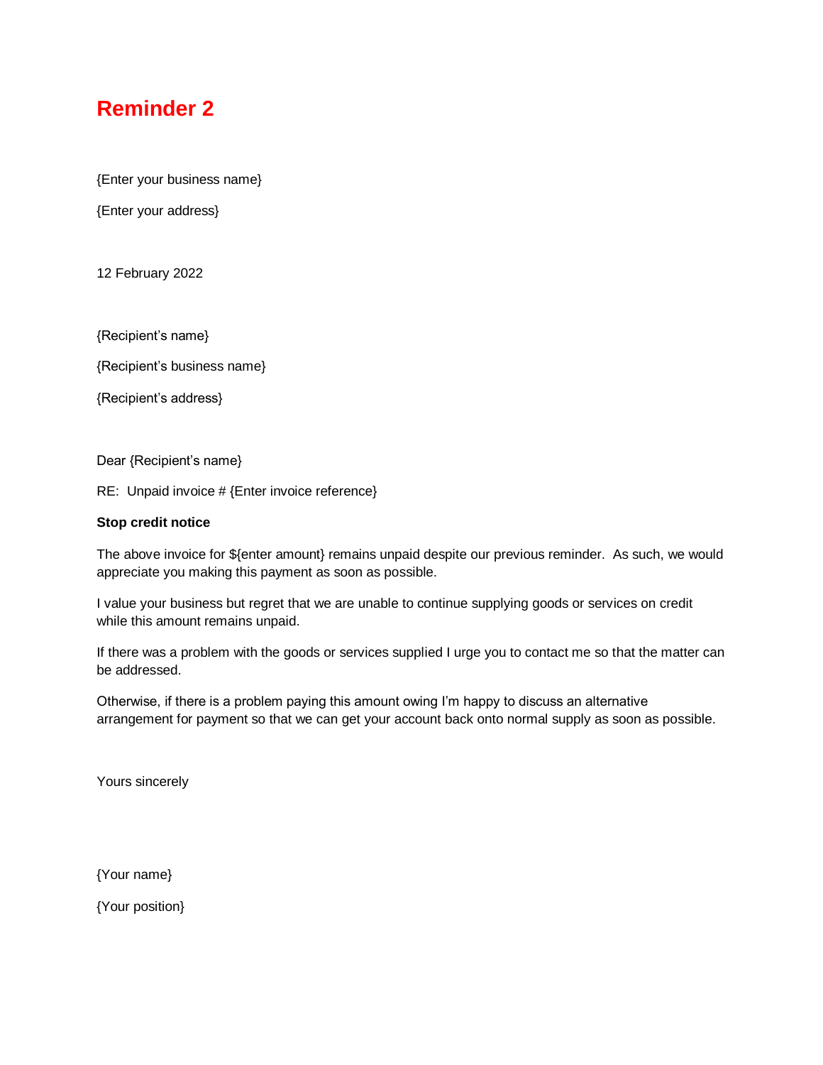# Reminder 2

{Enter your business name}

{Enter your address}

12 February 2022

{Recipient's name}

{Recipient's business name}

{Recipient's address}

Dear {Recipient's name}

RE: Unpaid invoice # {Enter invoice reference}

**Stop credit notice**

The above invoice for ${enter amount} remains unpaid despite our previous reminder. As such, we would appreciate you making this payment as soon as possible.

I value your business but regret that we are unable to continue supplying goods or services on credit while this amount remains unpaid.

If there was a problem with the goods or services supplied I urge you to contact me so that the matter can be addressed.

Otherwise, if there is a problem paying this amount owing I'm happy to discuss an alternative arrangement for payment so that we can get your account back onto normal supply as soon as possible.

Yours sincerely

{Your name}

{Your position}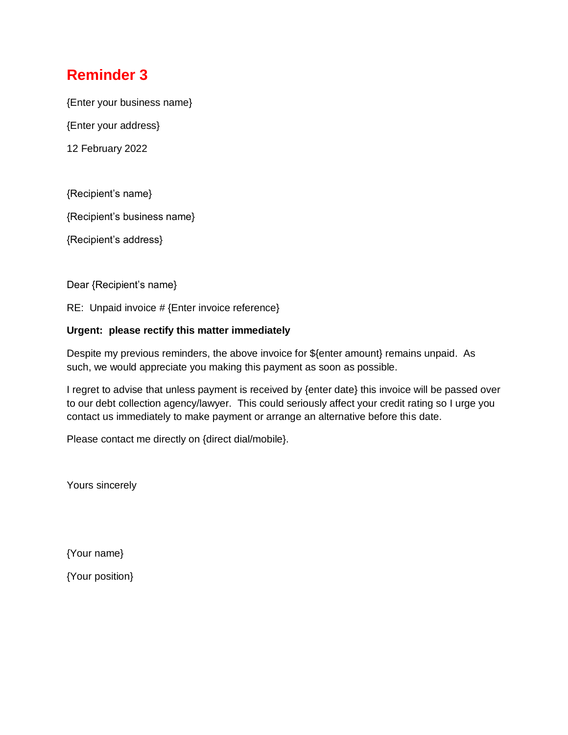# Reminder 3

{Enter your business name}

{Enter your address}

12 February 2022

{Recipient's name}

{Recipient's business name}

{Recipient's address}

Dear {Recipient's name}

RE: Unpaid invoice # {Enter invoice reference}

**Urgent: please rectify this matter immediately**

Despite my previous reminders, the above invoice for ${enter amount} remains unpaid. As such, we would appreciate you making this payment as soon as possible.

I regret to advise that unless payment is received by {enter date} this invoice will be passed over to our debt collection agency/lawyer. This could seriously affect your credit rating so I urge you contact us immediately to make payment or arrange an alternative before this date.

Please contact me directly on {direct dial/mobile}.

Yours sincerely

{Your name}

{Your position}